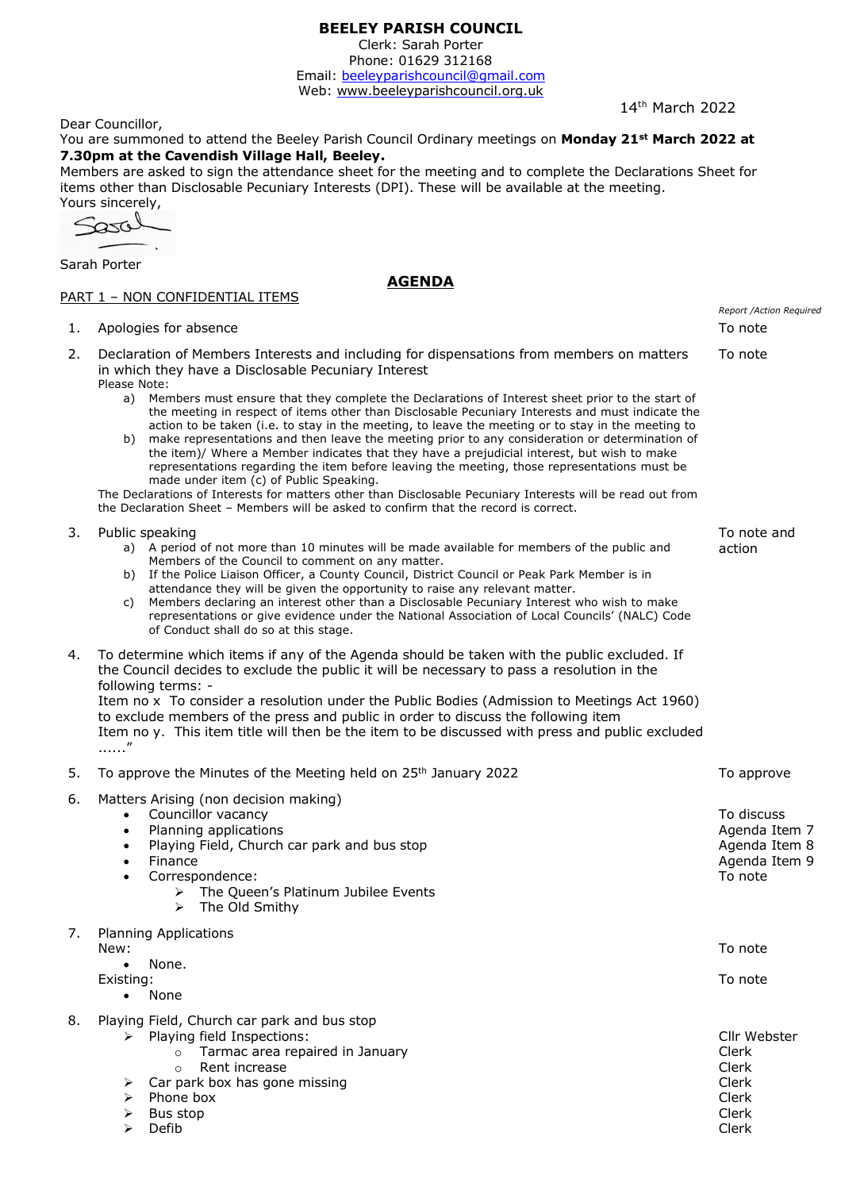**BEELEY PARISH COUNCIL**
Clerk: Sarah Porter
Phone: 01629 312168
Email: beeleyparishcouncil@gmail.com
Web: www.beeleyparishcouncil.org.uk

14th March 2022

Dear Councillor,

You are summoned to attend the Beeley Parish Council Ordinary meetings on **Monday 21st March 2022 at 7.30pm at the Cavendish Village Hall, Beeley.**

Members are asked to sign the attendance sheet for the meeting and to complete the Declarations Sheet for items other than Disclosable Pecuniary Interests (DPI). These will be available at the meeting.

Yours sincerely,

Sarah Porter

## AGENDA

PART 1 – NON CONFIDENTIAL ITEMS

| | Item | *Report /Action Required* |
|---|---|---|
| 1. | Apologies for absence | To note |
| 2. | Declaration of Members Interests and including for dispensations from members on matters in which they have a Disclosable Pecuniary Interest<br>Please Note:<br>a) Members must ensure that they complete the Declarations of Interest sheet prior to the start of the meeting in respect of items other than Disclosable Pecuniary Interests and must indicate the action to be taken (i.e. to stay in the meeting, to leave the meeting or to stay in the meeting to<br>b) make representations and then leave the meeting prior to any consideration or determination of the item)/ Where a Member indicates that they have a prejudicial interest, but wish to make representations regarding the item before leaving the meeting, those representations must be made under item (c) of Public Speaking.<br>The Declarations of Interests for matters other than Disclosable Pecuniary Interests will be read out from the Declaration Sheet – Members will be asked to confirm that the record is correct. | To note |
| 3. | Public speaking<br>a) A period of not more than 10 minutes will be made available for members of the public and Members of the Council to comment on any matter.<br>b) If the Police Liaison Officer, a County Council, District Council or Peak Park Member is in attendance they will be given the opportunity to raise any relevant matter.<br>c) Members declaring an interest other than a Disclosable Pecuniary Interest who wish to make representations or give evidence under the National Association of Local Councils' (NALC) Code of Conduct shall do so at this stage. | To note and action |
| 4. | To determine which items if any of the Agenda should be taken with the public excluded. If the Council decides to exclude the public it will be necessary to pass a resolution in the following terms: -<br>Item no x To consider a resolution under the Public Bodies (Admission to Meetings Act 1960) to exclude members of the press and public in order to discuss the following item<br>Item no y. This item title will then be the item to be discussed with press and public excluded ......" | |
| 5. | To approve the Minutes of the Meeting held on 25th January 2022 | To approve |
| 6. | Matters Arising (non decision making) | |
| | • Councillor vacancy | To discuss |
| | • Planning applications | Agenda Item 7 |
| | • Playing Field, Church car park and bus stop | Agenda Item 8 |
| | • Finance | Agenda Item 9 |
| | • Correspondence:<br>➢ The Queen's Platinum Jubilee Events<br>➢ The Old Smithy | To note |
| 7. | Planning Applications | |
| | New:<br>• None. | To note |
| | Existing:<br>• None | To note |
| 8. | Playing Field, Church car park and bus stop | |
| | ➢ Playing field Inspections: | Cllr Webster |
| | ○ Tarmac area repaired in January | Clerk |
| | ○ Rent increase | Clerk |
| | ➢ Car park box has gone missing | Clerk |
| | ➢ Phone box | Clerk |
| | ➢ Bus stop | Clerk |
| | ➢ Defib | Clerk |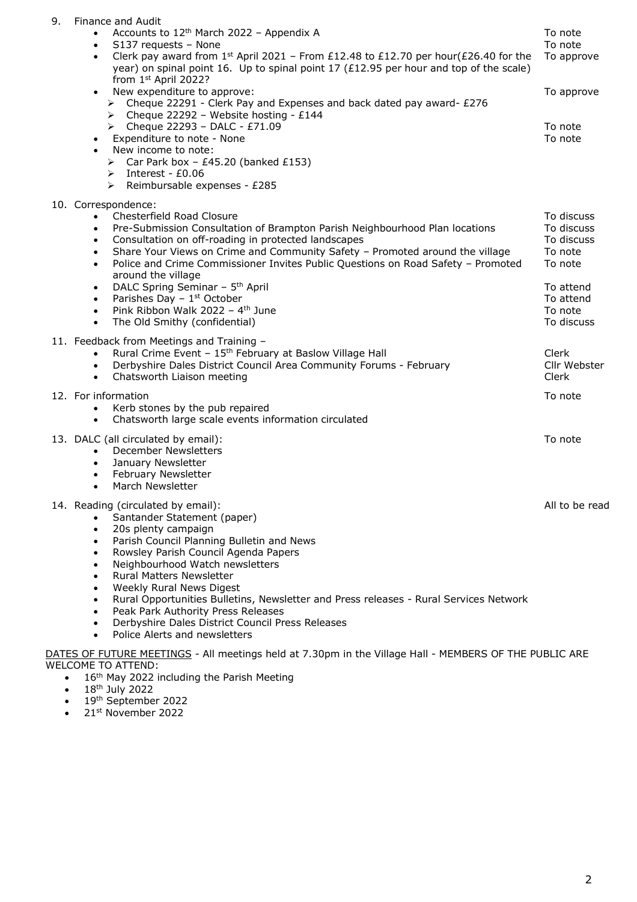9. Finance and Audit
    - Accounts to 12th March 2022 – Appendix A — To note
    - S137 requests – None — To note
    - Clerk pay award from 1st April 2021 – From £12.48 to £12.70 per hour(£26.40 for the year) on spinal point 16. Up to spinal point 17 (£12.95 per hour and top of the scale) from 1st April 2022? — To approve
    - New expenditure to approve: — To approve
        - Cheque 22291 - Clerk Pay and Expenses and back dated pay award- £276
        - Cheque 22292 – Website hosting - £144
        - Cheque 22293 – DALC - £71.09 — To note
    - Expenditure to note - None — To note
    - New income to note:
        - Car Park box – £45.20 (banked £153)
        - Interest - £0.06
        - Reimbursable expenses - £285

10. Correspondence:
    - Chesterfield Road Closure — To discuss
    - Pre-Submission Consultation of Brampton Parish Neighbourhood Plan locations — To discuss
    - Consultation on off-roading in protected landscapes — To discuss
    - Share Your Views on Crime and Community Safety – Promoted around the village — To note
    - Police and Crime Commissioner Invites Public Questions on Road Safety – Promoted around the village — To note
    - DALC Spring Seminar – 5th April — To attend
    - Parishes Day – 1st October — To attend
    - Pink Ribbon Walk 2022 – 4th June — To note
    - The Old Smithy (confidential) — To discuss

11. Feedback from Meetings and Training –
    - Rural Crime Event – 15th February at Baslow Village Hall — Clerk
    - Derbyshire Dales District Council Area Community Forums - February — Cllr Webster
    - Chatsworth Liaison meeting — Clerk

12. For information — To note
    - Kerb stones by the pub repaired
    - Chatsworth large scale events information circulated

13. DALC (all circulated by email): — To note
    - December Newsletters
    - January Newsletter
    - February Newsletter
    - March Newsletter

14. Reading (circulated by email): — All to be read
    - Santander Statement (paper)
    - 20s plenty campaign
    - Parish Council Planning Bulletin and News
    - Rowsley Parish Council Agenda Papers
    - Neighbourhood Watch newsletters
    - Rural Matters Newsletter
    - Weekly Rural News Digest
    - Rural Opportunities Bulletins, Newsletter and Press releases - Rural Services Network
    - Peak Park Authority Press Releases
    - Derbyshire Dales District Council Press Releases
    - Police Alerts and newsletters

DATES OF FUTURE MEETINGS - All meetings held at 7.30pm in the Village Hall - MEMBERS OF THE PUBLIC ARE WELCOME TO ATTEND:

- 16th May 2022 including the Parish Meeting
- 18th July 2022
- 19th September 2022
- 21st November 2022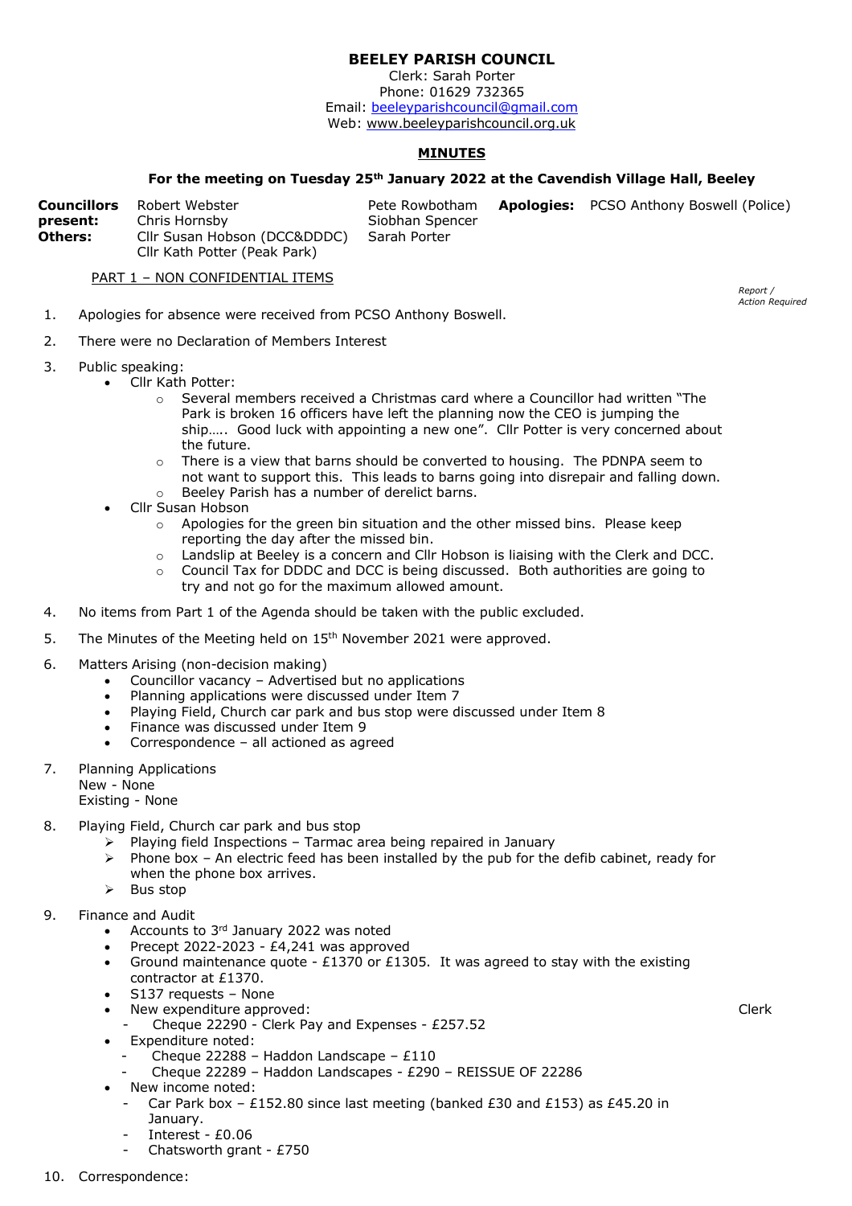# BEELEY PARISH COUNCIL

Clerk: Sarah Porter
Phone: 01629 732365
Email: beeleyparishcouncil@gmail.com
Web: www.beeleyparishcouncil.org.uk

## MINUTES

### For the meeting on Tuesday 25th January 2022 at the Cavendish Village Hall, Beeley

| | | | | |
|---|---|---|---|---|
| **Councillors present:** | Robert Webster | Pete Rowbotham | **Apologies:** | PCSO Anthony Boswell (Police) |
| | Chris Hornsby | Siobhan Spencer | | |
| **Others:** | Cllr Susan Hobson (DCC&DDDC) | Sarah Porter | | |
| | Cllr Kath Potter (Peak Park) | | | |

PART 1 – NON CONFIDENTIAL ITEMS

*Report / Action Required*

1. Apologies for absence were received from PCSO Anthony Boswell.

2. There were no Declaration of Members Interest

3. Public speaking:
   - Cllr Kath Potter:
     - Several members received a Christmas card where a Councillor had written "The Park is broken 16 officers have left the planning now the CEO is jumping the ship….. Good luck with appointing a new one". Cllr Potter is very concerned about the future.
     - There is a view that barns should be converted to housing. The PDNPA seem to not want to support this. This leads to barns going into disrepair and falling down.
     - Beeley Parish has a number of derelict barns.
   - Cllr Susan Hobson
     - Apologies for the green bin situation and the other missed bins. Please keep reporting the day after the missed bin.
     - Landslip at Beeley is a concern and Cllr Hobson is liaising with the Clerk and DCC.
     - Council Tax for DDDC and DCC is being discussed. Both authorities are going to try and not go for the maximum allowed amount.

4. No items from Part 1 of the Agenda should be taken with the public excluded.

5. The Minutes of the Meeting held on 15th November 2021 were approved.

6. Matters Arising (non-decision making)
   - Councillor vacancy – Advertised but no applications
   - Planning applications were discussed under Item 7
   - Playing Field, Church car park and bus stop were discussed under Item 8
   - Finance was discussed under Item 9
   - Correspondence – all actioned as agreed

7. Planning Applications
   New - None
   Existing - None

8. Playing Field, Church car park and bus stop
   - Playing field Inspections – Tarmac area being repaired in January
   - Phone box – An electric feed has been installed by the pub for the defib cabinet, ready for when the phone box arrives.
   - Bus stop

9. Finance and Audit
   - Accounts to 3rd January 2022 was noted
   - Precept 2022-2023 - £4,241 was approved
   - Ground maintenance quote - £1370 or £1305. It was agreed to stay with the existing contractor at £1370.
   - S137 requests – None
   - New expenditure approved: — Clerk
     - Cheque 22290 - Clerk Pay and Expenses - £257.52
   - Expenditure noted:
     - Cheque 22288 – Haddon Landscape – £110
     - Cheque 22289 – Haddon Landscapes - £290 – REISSUE OF 22286
   - New income noted:
     - Car Park box – £152.80 since last meeting (banked £30 and £153) as £45.20 in January.
     - Interest - £0.06
     - Chatsworth grant - £750

10. Correspondence: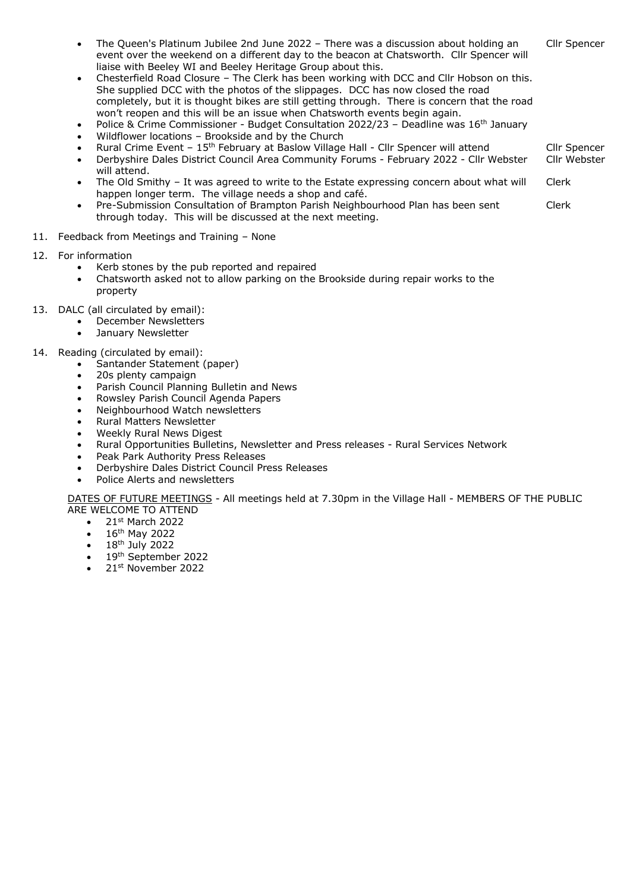- The Queen's Platinum Jubilee 2nd June 2022 – There was a discussion about holding an event over the weekend on a different day to the beacon at Chatsworth. Cllr Spencer will liaise with Beeley WI and Beeley Heritage Group about this. — Cllr Spencer
- Chesterfield Road Closure – The Clerk has been working with DCC and Cllr Hobson on this. She supplied DCC with the photos of the slippages. DCC has now closed the road completely, but it is thought bikes are still getting through. There is concern that the road won't reopen and this will be an issue when Chatsworth events begin again.
- Police & Crime Commissioner - Budget Consultation 2022/23 – Deadline was 16th January
- Wildflower locations – Brookside and by the Church
- Rural Crime Event – 15th February at Baslow Village Hall - Cllr Spencer will attend — Cllr Spencer
- Derbyshire Dales District Council Area Community Forums - February 2022 - Cllr Webster will attend. — Cllr Webster
- The Old Smithy – It was agreed to write to the Estate expressing concern about what will happen longer term. The village needs a shop and café. — Clerk
- Pre-Submission Consultation of Brampton Parish Neighbourhood Plan has been sent through today. This will be discussed at the next meeting. — Clerk

11. Feedback from Meetings and Training – None

12. For information
    - Kerb stones by the pub reported and repaired
    - Chatsworth asked not to allow parking on the Brookside during repair works to the property

13. DALC (all circulated by email):
    - December Newsletters
    - January Newsletter

14. Reading (circulated by email):
    - Santander Statement (paper)
    - 20s plenty campaign
    - Parish Council Planning Bulletin and News
    - Rowsley Parish Council Agenda Papers
    - Neighbourhood Watch newsletters
    - Rural Matters Newsletter
    - Weekly Rural News Digest
    - Rural Opportunities Bulletins, Newsletter and Press releases - Rural Services Network
    - Peak Park Authority Press Releases
    - Derbyshire Dales District Council Press Releases
    - Police Alerts and newsletters

DATES OF FUTURE MEETINGS - All meetings held at 7.30pm in the Village Hall - MEMBERS OF THE PUBLIC ARE WELCOME TO ATTEND

- 21st March 2022
- 16th May 2022
- 18th July 2022
- 19th September 2022
- 21st November 2022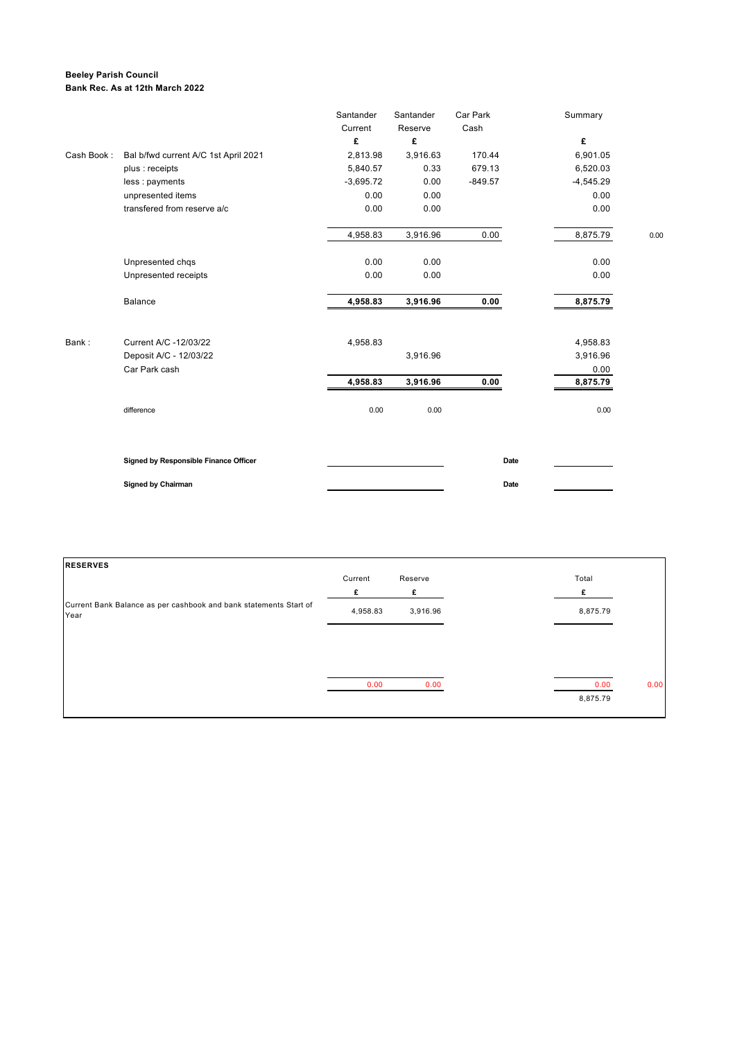**Beeley Parish Council**
**Bank Rec. As at 12th March 2022**

| | | Santander Current | Santander Reserve | Car Park Cash | Summary | |
|---|---|---|---|---|---|---|
| | | £ | £ | | £ | |
| Cash Book : | Bal b/fwd current A/C 1st April 2021 | 2,813.98 | 3,916.63 | 170.44 | 6,901.05 | |
| | plus : receipts | 5,840.57 | 0.33 | 679.13 | 6,520.03 | |
| | less : payments | -3,695.72 | 0.00 | -849.57 | -4,545.29 | |
| | unpresented items | 0.00 | 0.00 | | 0.00 | |
| | transfered from reserve a/c | 0.00 | 0.00 | | 0.00 | |
| | | 4,958.83 | 3,916.96 | 0.00 | 8,875.79 | 0.00 |
| | Unpresented chqs | 0.00 | 0.00 | | 0.00 | |
| | Unpresented receipts | 0.00 | 0.00 | | 0.00 | |
| | Balance | **4,958.83** | **3,916.96** | **0.00** | **8,875.79** | |
| Bank : | Current A/C -12/03/22 | 4,958.83 | | | 4,958.83 | |
| | Deposit A/C - 12/03/22 | | 3,916.96 | | 3,916.96 | |
| | Car Park cash | | | | 0.00 | |
| | | **4,958.83** | **3,916.96** | **0.00** | **8,875.79** | |
| | difference | 0.00 | 0.00 | | 0.00 | |

**Signed by Responsible Finance Officer** ____________________ **Date** __________

**Signed by Chairman** ____________________ **Date** __________

| **RESERVES** | Current | Reserve | Total | |
|---|---|---|---|---|
| | £ | £ | £ | |
| Current Bank Balance as per cashbook and bank statements Start of Year | 4,958.83 | 3,916.96 | 8,875.79 | |
| | 0.00 | 0.00 | 0.00 | 0.00 |
| | | | 8,875.79 | |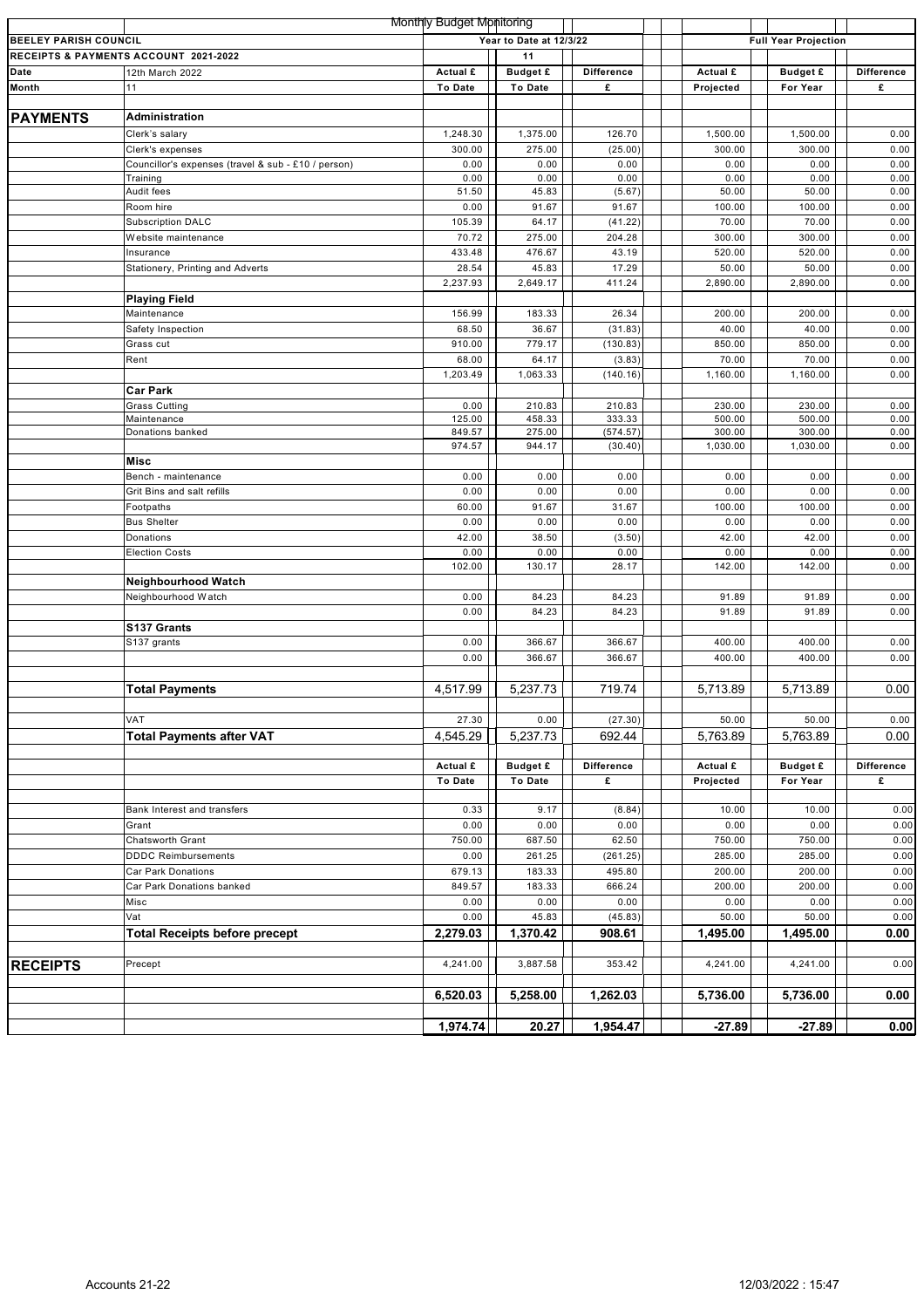Monthly Budget Monitoring

| | | | | | | | |
|---|---|---|---|---|---|---|---|
| **BEELEY PARISH COUNCIL** | | Year to Date at 12/3/22 | | | Full Year Projection | | |
| **RECEIPTS & PAYMENTS ACCOUNT 2021-2022** | | | 11 | | | | |
| **Date** | 12th March 2022 | **Actual £** | **Budget £** | **Difference** | **Actual £** | **Budget £** | **Difference** |
| **Month** | 11 | **To Date** | **To Date** | **£** | **Projected** | **For Year** | **£** |
| **PAYMENTS** | **Administration** | | | | | | |
| | Clerk's salary | 1,248.30 | 1,375.00 | 126.70 | 1,500.00 | 1,500.00 | 0.00 |
| | Clerk's expenses | 300.00 | 275.00 | (25.00) | 300.00 | 300.00 | 0.00 |
| | Councillor's expenses (travel & sub - £10 / person) | 0.00 | 0.00 | 0.00 | 0.00 | 0.00 | 0.00 |
| | Training | 0.00 | 0.00 | 0.00 | 0.00 | 0.00 | 0.00 |
| | Audit fees | 51.50 | 45.83 | (5.67) | 50.00 | 50.00 | 0.00 |
| | Room hire | 0.00 | 91.67 | 91.67 | 100.00 | 100.00 | 0.00 |
| | Subscription DALC | 105.39 | 64.17 | (41.22) | 70.00 | 70.00 | 0.00 |
| | Website maintenance | 70.72 | 275.00 | 204.28 | 300.00 | 300.00 | 0.00 |
| | Insurance | 433.48 | 476.67 | 43.19 | 520.00 | 520.00 | 0.00 |
| | Stationery, Printing and Adverts | 28.54 | 45.83 | 17.29 | 50.00 | 50.00 | 0.00 |
| | | 2,237.93 | 2,649.17 | 411.24 | 2,890.00 | 2,890.00 | 0.00 |
| | **Playing Field** | | | | | | |
| | Maintenance | 156.99 | 183.33 | 26.34 | 200.00 | 200.00 | 0.00 |
| | Safety Inspection | 68.50 | 36.67 | (31.83) | 40.00 | 40.00 | 0.00 |
| | Grass cut | 910.00 | 779.17 | (130.83) | 850.00 | 850.00 | 0.00 |
| | Rent | 68.00 | 64.17 | (3.83) | 70.00 | 70.00 | 0.00 |
| | | 1,203.49 | 1,063.33 | (140.16) | 1,160.00 | 1,160.00 | 0.00 |
| | **Car Park** | | | | | | |
| | Grass Cutting | 0.00 | 210.83 | 210.83 | 230.00 | 230.00 | 0.00 |
| | Maintenance | 125.00 | 458.33 | 333.33 | 500.00 | 500.00 | 0.00 |
| | Donations banked | 849.57 | 275.00 | (574.57) | 300.00 | 300.00 | 0.00 |
| | | 974.57 | 944.17 | (30.40) | 1,030.00 | 1,030.00 | 0.00 |
| | **Misc** | | | | | | |
| | Bench - maintenance | 0.00 | 0.00 | 0.00 | 0.00 | 0.00 | 0.00 |
| | Grit Bins and salt refills | 0.00 | 0.00 | 0.00 | 0.00 | 0.00 | 0.00 |
| | Footpaths | 60.00 | 91.67 | 31.67 | 100.00 | 100.00 | 0.00 |
| | Bus Shelter | 0.00 | 0.00 | 0.00 | 0.00 | 0.00 | 0.00 |
| | Donations | 42.00 | 38.50 | (3.50) | 42.00 | 42.00 | 0.00 |
| | Election Costs | 0.00 | 0.00 | 0.00 | 0.00 | 0.00 | 0.00 |
| | | 102.00 | 130.17 | 28.17 | 142.00 | 142.00 | 0.00 |
| | **Neighbourhood Watch** | | | | | | |
| | Neighbourhood Watch | 0.00 | 84.23 | 84.23 | 91.89 | 91.89 | 0.00 |
| | | 0.00 | 84.23 | 84.23 | 91.89 | 91.89 | 0.00 |
| | **S137 Grants** | | | | | | |
| | S137 grants | 0.00 | 366.67 | 366.67 | 400.00 | 400.00 | 0.00 |
| | | 0.00 | 366.67 | 366.67 | 400.00 | 400.00 | 0.00 |
| | **Total Payments** | 4,517.99 | 5,237.73 | 719.74 | 5,713.89 | 5,713.89 | 0.00 |
| | VAT | 27.30 | 0.00 | (27.30) | 50.00 | 50.00 | 0.00 |
| | **Total Payments after VAT** | 4,545.29 | 5,237.73 | 692.44 | 5,763.89 | 5,763.89 | 0.00 |
| | | **Actual £** | **Budget £** | **Difference** | **Actual £** | **Budget £** | **Difference** |
| | | **To Date** | **To Date** | **£** | **Projected** | **For Year** | **£** |
| | Bank Interest and transfers | 0.33 | 9.17 | (8.84) | 10.00 | 10.00 | 0.00 |
| | Grant | 0.00 | 0.00 | 0.00 | 0.00 | 0.00 | 0.00 |
| | Chatsworth Grant | 750.00 | 687.50 | 62.50 | 750.00 | 750.00 | 0.00 |
| | DDDC Reimbursements | 0.00 | 261.25 | (261.25) | 285.00 | 285.00 | 0.00 |
| | Car Park Donations | 679.13 | 183.33 | 495.80 | 200.00 | 200.00 | 0.00 |
| | Car Park Donations banked | 849.57 | 183.33 | 666.24 | 200.00 | 200.00 | 0.00 |
| | Misc | 0.00 | 0.00 | 0.00 | 0.00 | 0.00 | 0.00 |
| | Vat | 0.00 | 45.83 | (45.83) | 50.00 | 50.00 | 0.00 |
| | **Total Receipts before precept** | **2,279.03** | **1,370.42** | **908.61** | **1,495.00** | **1,495.00** | **0.00** |
| **RECEIPTS** | Precept | 4,241.00 | 3,887.58 | 353.42 | 4,241.00 | 4,241.00 | 0.00 |
| | | **6,520.03** | **5,258.00** | **1,262.03** | **5,736.00** | **5,736.00** | **0.00** |
| | | **1,974.74** | **20.27** | **1,954.47** | **-27.89** | **-27.89** | **0.00** |

Accounts 21-22

12/03/2022 : 15:47